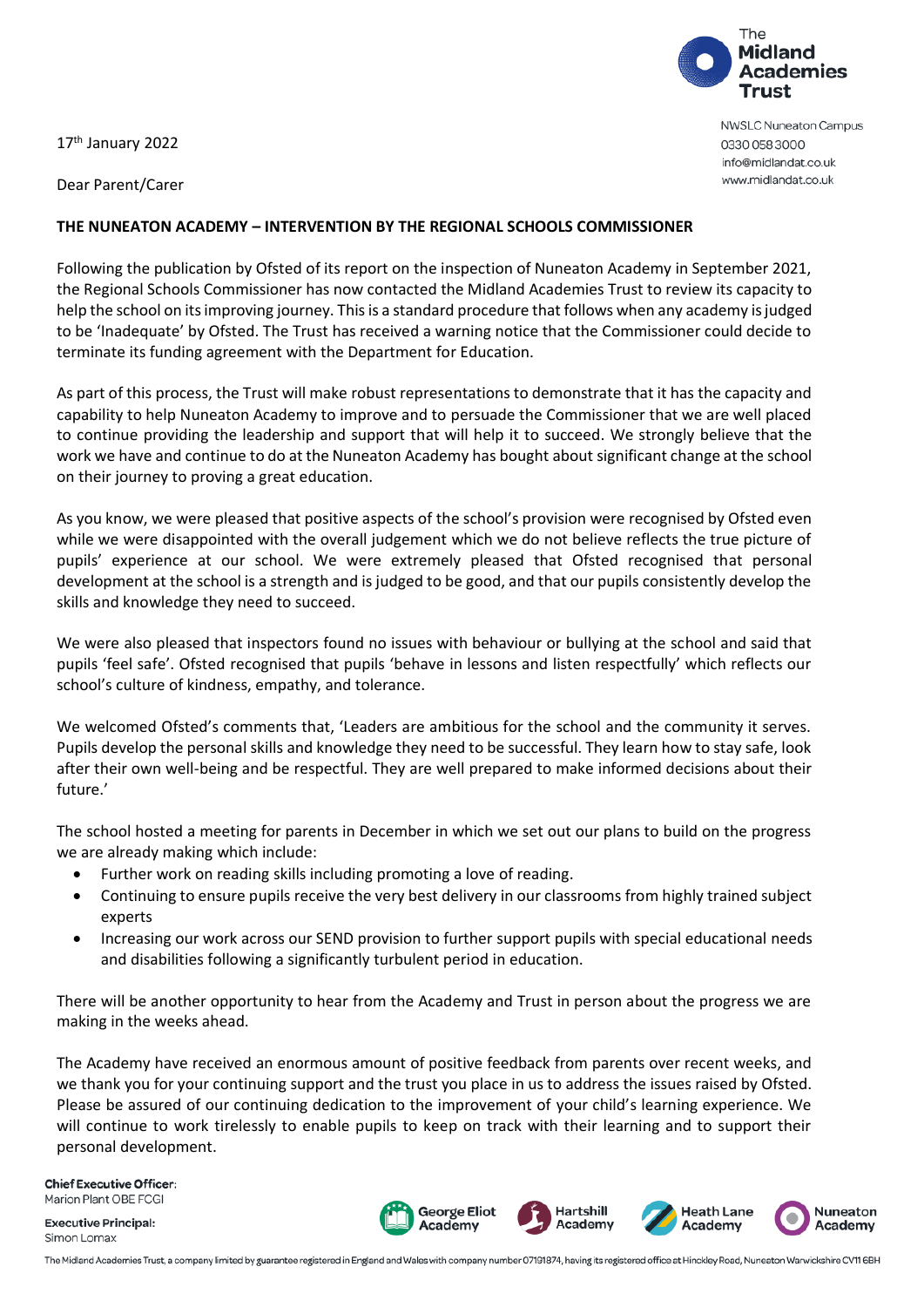The Midland Academies Trust

NWSLC Nuneaton Campus
0330 058 3000
info@midlandat.co.uk
www.midlandat.co.uk

17th January 2022

Dear Parent/Carer

**THE NUNEATON ACADEMY – INTERVENTION BY THE REGIONAL SCHOOLS COMMISSIONER**

Following the publication by Ofsted of its report on the inspection of Nuneaton Academy in September 2021, the Regional Schools Commissioner has now contacted the Midland Academies Trust to review its capacity to help the school on its improving journey. This is a standard procedure that follows when any academy is judged to be 'Inadequate' by Ofsted. The Trust has received a warning notice that the Commissioner could decide to terminate its funding agreement with the Department for Education.

As part of this process, the Trust will make robust representations to demonstrate that it has the capacity and capability to help Nuneaton Academy to improve and to persuade the Commissioner that we are well placed to continue providing the leadership and support that will help it to succeed. We strongly believe that the work we have and continue to do at the Nuneaton Academy has bought about significant change at the school on their journey to proving a great education.

As you know, we were pleased that positive aspects of the school's provision were recognised by Ofsted even while we were disappointed with the overall judgement which we do not believe reflects the true picture of pupils' experience at our school. We were extremely pleased that Ofsted recognised that personal development at the school is a strength and is judged to be good, and that our pupils consistently develop the skills and knowledge they need to succeed.

We were also pleased that inspectors found no issues with behaviour or bullying at the school and said that pupils 'feel safe'. Ofsted recognised that pupils 'behave in lessons and listen respectfully' which reflects our school's culture of kindness, empathy, and tolerance.

We welcomed Ofsted's comments that, 'Leaders are ambitious for the school and the community it serves. Pupils develop the personal skills and knowledge they need to be successful. They learn how to stay safe, look after their own well-being and be respectful. They are well prepared to make informed decisions about their future.'

The school hosted a meeting for parents in December in which we set out our plans to build on the progress we are already making which include:

- Further work on reading skills including promoting a love of reading.
- Continuing to ensure pupils receive the very best delivery in our classrooms from highly trained subject experts
- Increasing our work across our SEND provision to further support pupils with special educational needs and disabilities following a significantly turbulent period in education.

There will be another opportunity to hear from the Academy and Trust in person about the progress we are making in the weeks ahead.

The Academy have received an enormous amount of positive feedback from parents over recent weeks, and we thank you for your continuing support and the trust you place in us to address the issues raised by Ofsted. Please be assured of our continuing dedication to the improvement of your child's learning experience. We will continue to work tirelessly to enable pupils to keep on track with their learning and to support their personal development.

**Chief Executive Officer:**
Marion Plant OBE FCGI

**Executive Principal:**
Simon Lomax

George Eliot Academy | Hartshill Academy | Heath Lane Academy | Nuneaton Academy

The Midland Academies Trust, a company limited by guarantee registered in England and Wales with company number 07191874, having its registered office at Hinckley Road, Nuneaton Warwickshire CV11 6BH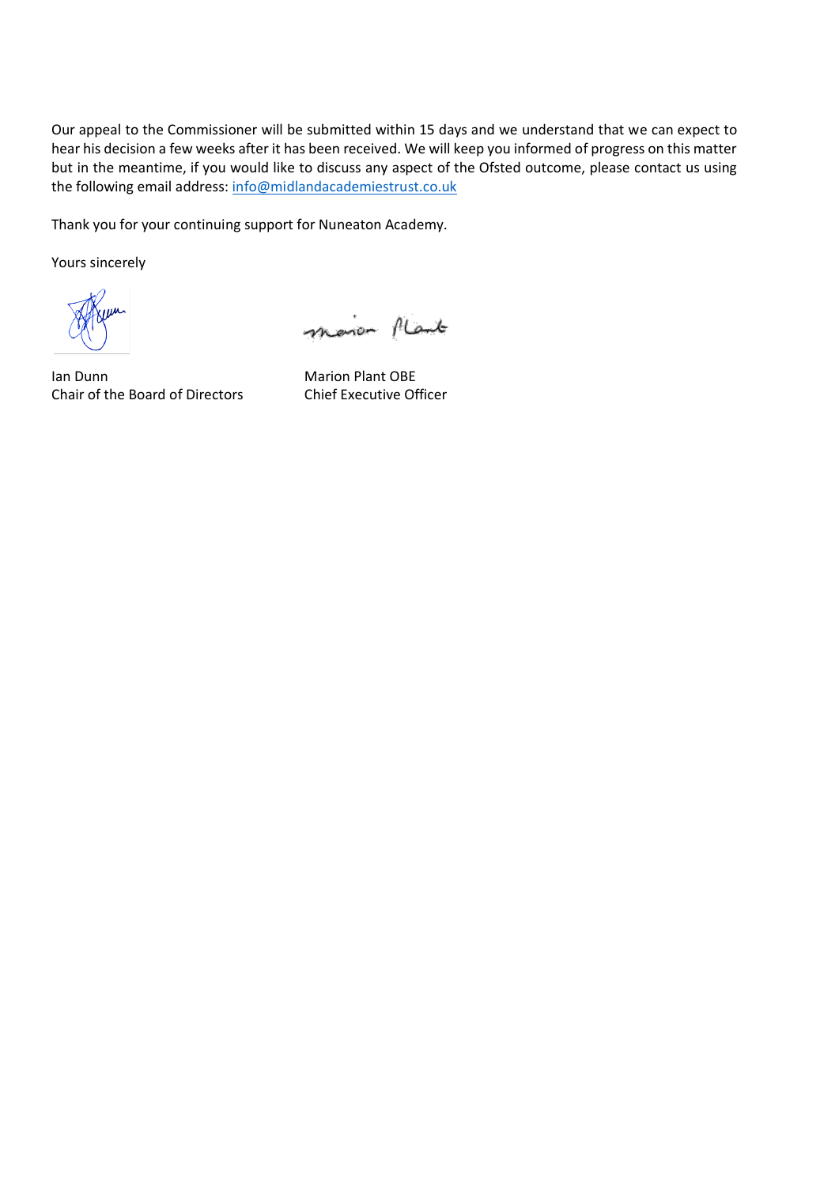Our appeal to the Commissioner will be submitted within 15 days and we understand that we can expect to hear his decision a few weeks after it has been received. We will keep you informed of progress on this matter but in the meantime, if you would like to discuss any aspect of the Ofsted outcome, please contact us using the following email address: [info@midlandacademiestrust.co.uk](mailto:info@midlandacademiestrust.co.uk)

Thank you for your continuing support for Nuneaton Academy.

Yours sincerely

Ian Dunn
Chair of the Board of Directors

Marion Plant OBE
Chief Executive Officer